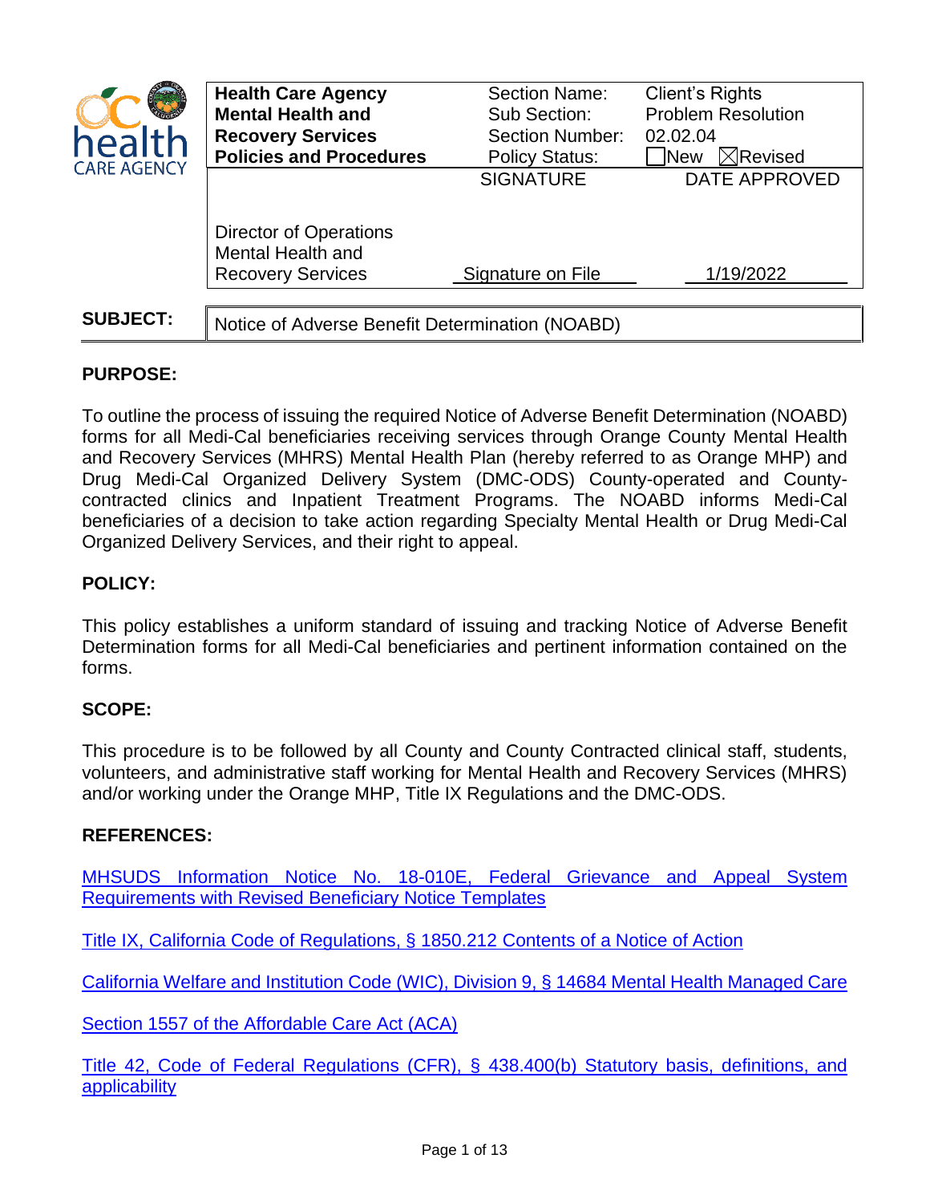| Health Care Agency Mental Health and Recovery Services Policies and Procedures | Section Name: | Client's Rights |
|---|---|---|
| | Sub Section: | Problem Resolution |
| | Section Number: | 02.02.04 |
| | Policy Status: | ☐New ☒Revised |
| | SIGNATURE | DATE APPROVED |
| Director of Operations Mental Health and Recovery Services | Signature on File | 1/19/2022 |

**SUBJECT:** Notice of Adverse Benefit Determination (NOABD)

## PURPOSE:

To outline the process of issuing the required Notice of Adverse Benefit Determination (NOABD) forms for all Medi-Cal beneficiaries receiving services through Orange County Mental Health and Recovery Services (MHRS) Mental Health Plan (hereby referred to as Orange MHP) and Drug Medi-Cal Organized Delivery System (DMC-ODS) County-operated and County-contracted clinics and Inpatient Treatment Programs. The NOABD informs Medi-Cal beneficiaries of a decision to take action regarding Specialty Mental Health or Drug Medi-Cal Organized Delivery Services, and their right to appeal.

## POLICY:

This policy establishes a uniform standard of issuing and tracking Notice of Adverse Benefit Determination forms for all Medi-Cal beneficiaries and pertinent information contained on the forms.

## SCOPE:

This procedure is to be followed by all County and County Contracted clinical staff, students, volunteers, and administrative staff working for Mental Health and Recovery Services (MHRS) and/or working under the Orange MHP, Title IX Regulations and the DMC-ODS.

## REFERENCES:

MHSUDS Information Notice No. 18-010E, Federal Grievance and Appeal System Requirements with Revised Beneficiary Notice Templates

Title IX, California Code of Regulations, § 1850.212 Contents of a Notice of Action

California Welfare and Institution Code (WIC), Division 9, § 14684 Mental Health Managed Care

Section 1557 of the Affordable Care Act (ACA)

Title 42, Code of Federal Regulations (CFR), § 438.400(b) Statutory basis, definitions, and applicability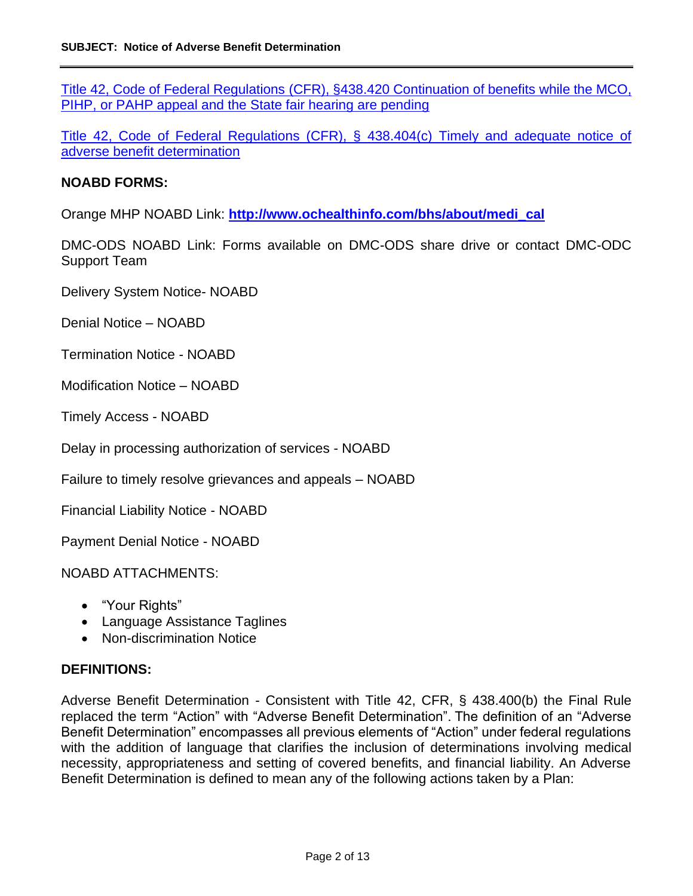[Title 42, Code of Federal Regulations (CFR), §438.420 Continuation of benefits while the MCO, PIHP, or PAHP appeal and the State fair hearing are pending]

[Title 42, Code of Federal Regulations (CFR), § 438.404(c) Timely and adequate notice of adverse benefit determination]

## NOABD FORMS:

Orange MHP NOABD Link: **http://www.ochealthinfo.com/bhs/about/medi_cal**

DMC-ODS NOABD Link: Forms available on DMC-ODS share drive or contact DMC-ODC Support Team

Delivery System Notice- NOABD

Denial Notice – NOABD

Termination Notice - NOABD

Modification Notice – NOABD

Timely Access - NOABD

Delay in processing authorization of services - NOABD

Failure to timely resolve grievances and appeals – NOABD

Financial Liability Notice - NOABD

Payment Denial Notice - NOABD

NOABD ATTACHMENTS:

- “Your Rights”
- Language Assistance Taglines
- Non-discrimination Notice

## DEFINITIONS:

Adverse Benefit Determination - Consistent with Title 42, CFR, § 438.400(b) the Final Rule replaced the term “Action” with “Adverse Benefit Determination”. The definition of an “Adverse Benefit Determination” encompasses all previous elements of “Action” under federal regulations with the addition of language that clarifies the inclusion of determinations involving medical necessity, appropriateness and setting of covered benefits, and financial liability. An Adverse Benefit Determination is defined to mean any of the following actions taken by a Plan: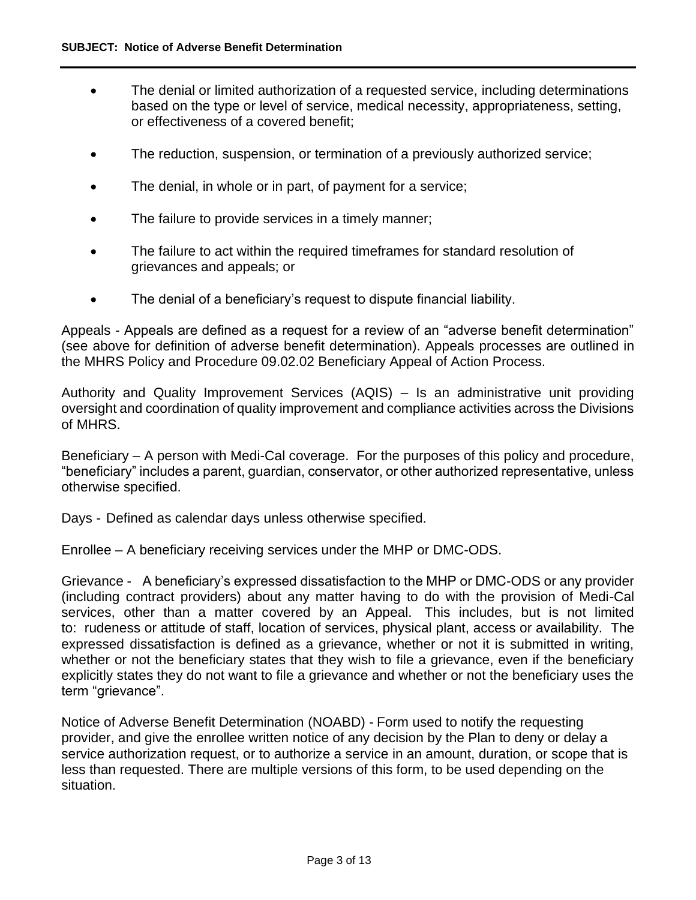- The denial or limited authorization of a requested service, including determinations based on the type or level of service, medical necessity, appropriateness, setting, or effectiveness of a covered benefit;

- The reduction, suspension, or termination of a previously authorized service;

- The denial, in whole or in part, of payment for a service;

- The failure to provide services in a timely manner;

- The failure to act within the required timeframes for standard resolution of grievances and appeals; or

- The denial of a beneficiary's request to dispute financial liability.

Appeals - Appeals are defined as a request for a review of an "adverse benefit determination" (see above for definition of adverse benefit determination). Appeals processes are outlined in the MHRS Policy and Procedure 09.02.02 Beneficiary Appeal of Action Process.

Authority and Quality Improvement Services (AQIS) – Is an administrative unit providing oversight and coordination of quality improvement and compliance activities across the Divisions of MHRS.

Beneficiary – A person with Medi-Cal coverage. For the purposes of this policy and procedure, "beneficiary" includes a parent, guardian, conservator, or other authorized representative, unless otherwise specified.

Days - Defined as calendar days unless otherwise specified.

Enrollee – A beneficiary receiving services under the MHP or DMC-ODS.

Grievance - A beneficiary's expressed dissatisfaction to the MHP or DMC-ODS or any provider (including contract providers) about any matter having to do with the provision of Medi-Cal services, other than a matter covered by an Appeal. This includes, but is not limited to: rudeness or attitude of staff, location of services, physical plant, access or availability. The expressed dissatisfaction is defined as a grievance, whether or not it is submitted in writing, whether or not the beneficiary states that they wish to file a grievance, even if the beneficiary explicitly states they do not want to file a grievance and whether or not the beneficiary uses the term "grievance".

Notice of Adverse Benefit Determination (NOABD) - Form used to notify the requesting provider, and give the enrollee written notice of any decision by the Plan to deny or delay a service authorization request, or to authorize a service in an amount, duration, or scope that is less than requested. There are multiple versions of this form, to be used depending on the situation.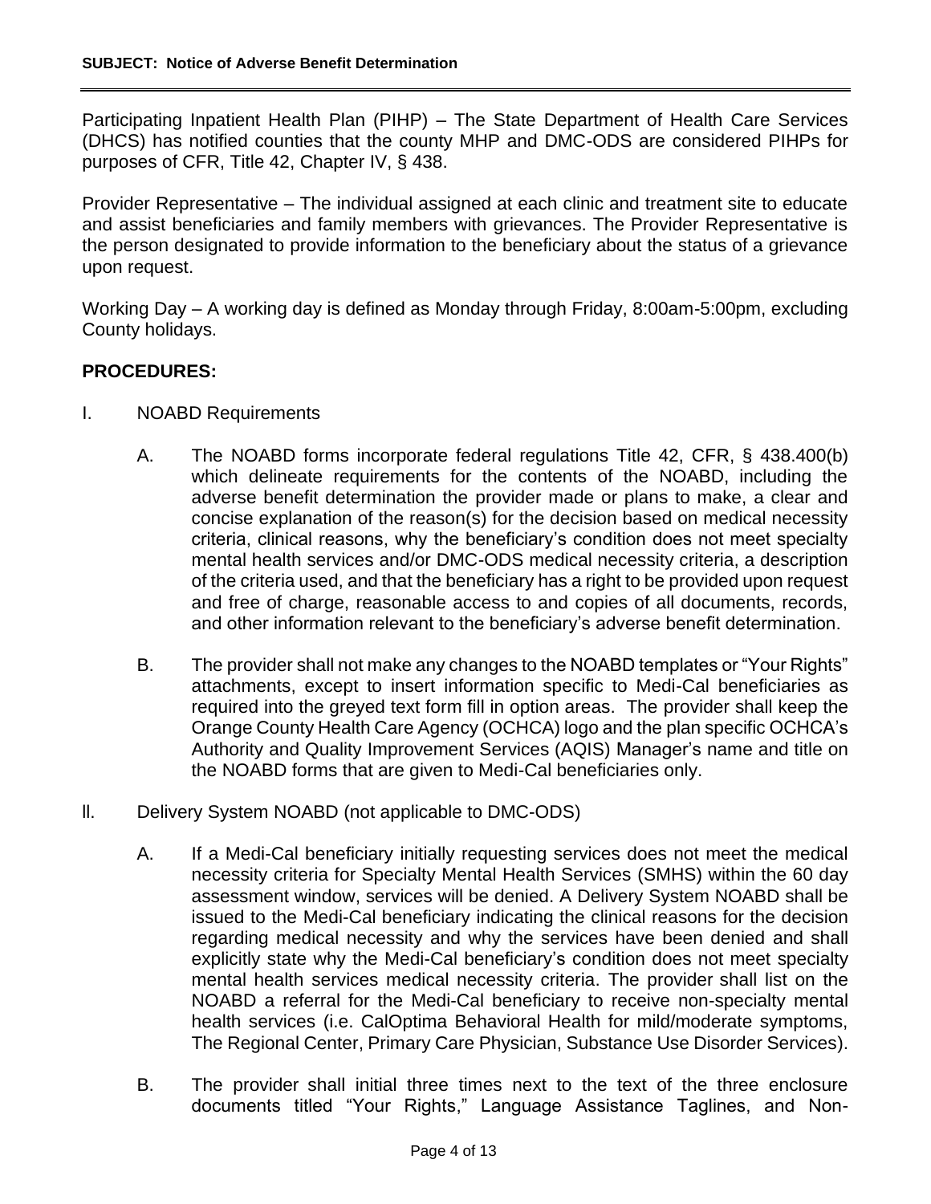Participating Inpatient Health Plan (PIHP) – The State Department of Health Care Services (DHCS) has notified counties that the county MHP and DMC-ODS are considered PIHPs for purposes of CFR, Title 42, Chapter IV, § 438.

Provider Representative – The individual assigned at each clinic and treatment site to educate and assist beneficiaries and family members with grievances. The Provider Representative is the person designated to provide information to the beneficiary about the status of a grievance upon request.

Working Day – A working day is defined as Monday through Friday, 8:00am-5:00pm, excluding County holidays.

## PROCEDURES:

I. NOABD Requirements

A. The NOABD forms incorporate federal regulations Title 42, CFR, § 438.400(b) which delineate requirements for the contents of the NOABD, including the adverse benefit determination the provider made or plans to make, a clear and concise explanation of the reason(s) for the decision based on medical necessity criteria, clinical reasons, why the beneficiary's condition does not meet specialty mental health services and/or DMC-ODS medical necessity criteria, a description of the criteria used, and that the beneficiary has a right to be provided upon request and free of charge, reasonable access to and copies of all documents, records, and other information relevant to the beneficiary's adverse benefit determination.

B. The provider shall not make any changes to the NOABD templates or "Your Rights" attachments, except to insert information specific to Medi-Cal beneficiaries as required into the greyed text form fill in option areas. The provider shall keep the Orange County Health Care Agency (OCHCA) logo and the plan specific OCHCA's Authority and Quality Improvement Services (AQIS) Manager's name and title on the NOABD forms that are given to Medi-Cal beneficiaries only.

II. Delivery System NOABD (not applicable to DMC-ODS)

A. If a Medi-Cal beneficiary initially requesting services does not meet the medical necessity criteria for Specialty Mental Health Services (SMHS) within the 60 day assessment window, services will be denied. A Delivery System NOABD shall be issued to the Medi-Cal beneficiary indicating the clinical reasons for the decision regarding medical necessity and why the services have been denied and shall explicitly state why the Medi-Cal beneficiary's condition does not meet specialty mental health services medical necessity criteria. The provider shall list on the NOABD a referral for the Medi-Cal beneficiary to receive non-specialty mental health services (i.e. CalOptima Behavioral Health for mild/moderate symptoms, The Regional Center, Primary Care Physician, Substance Use Disorder Services).

B. The provider shall initial three times next to the text of the three enclosure documents titled "Your Rights," Language Assistance Taglines, and Non-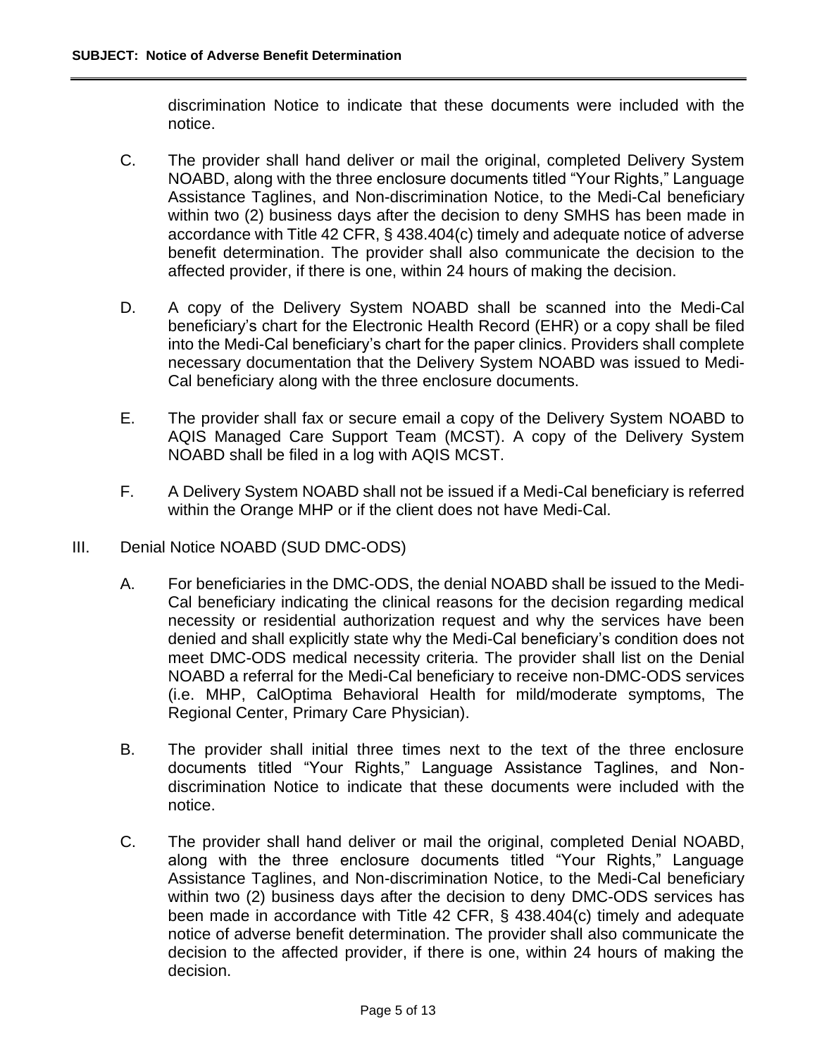discrimination Notice to indicate that these documents were included with the notice.

C. The provider shall hand deliver or mail the original, completed Delivery System NOABD, along with the three enclosure documents titled "Your Rights," Language Assistance Taglines, and Non-discrimination Notice, to the Medi-Cal beneficiary within two (2) business days after the decision to deny SMHS has been made in accordance with Title 42 CFR, § 438.404(c) timely and adequate notice of adverse benefit determination. The provider shall also communicate the decision to the affected provider, if there is one, within 24 hours of making the decision.

D. A copy of the Delivery System NOABD shall be scanned into the Medi-Cal beneficiary's chart for the Electronic Health Record (EHR) or a copy shall be filed into the Medi-Cal beneficiary's chart for the paper clinics. Providers shall complete necessary documentation that the Delivery System NOABD was issued to Medi-Cal beneficiary along with the three enclosure documents.

E. The provider shall fax or secure email a copy of the Delivery System NOABD to AQIS Managed Care Support Team (MCST). A copy of the Delivery System NOABD shall be filed in a log with AQIS MCST.

F. A Delivery System NOABD shall not be issued if a Medi-Cal beneficiary is referred within the Orange MHP or if the client does not have Medi-Cal.

III. Denial Notice NOABD (SUD DMC-ODS)

A. For beneficiaries in the DMC-ODS, the denial NOABD shall be issued to the Medi-Cal beneficiary indicating the clinical reasons for the decision regarding medical necessity or residential authorization request and why the services have been denied and shall explicitly state why the Medi-Cal beneficiary's condition does not meet DMC-ODS medical necessity criteria. The provider shall list on the Denial NOABD a referral for the Medi-Cal beneficiary to receive non-DMC-ODS services (i.e. MHP, CalOptima Behavioral Health for mild/moderate symptoms, The Regional Center, Primary Care Physician).

B. The provider shall initial three times next to the text of the three enclosure documents titled "Your Rights," Language Assistance Taglines, and Non-discrimination Notice to indicate that these documents were included with the notice.

C. The provider shall hand deliver or mail the original, completed Denial NOABD, along with the three enclosure documents titled "Your Rights," Language Assistance Taglines, and Non-discrimination Notice, to the Medi-Cal beneficiary within two (2) business days after the decision to deny DMC-ODS services has been made in accordance with Title 42 CFR, § 438.404(c) timely and adequate notice of adverse benefit determination. The provider shall also communicate the decision to the affected provider, if there is one, within 24 hours of making the decision.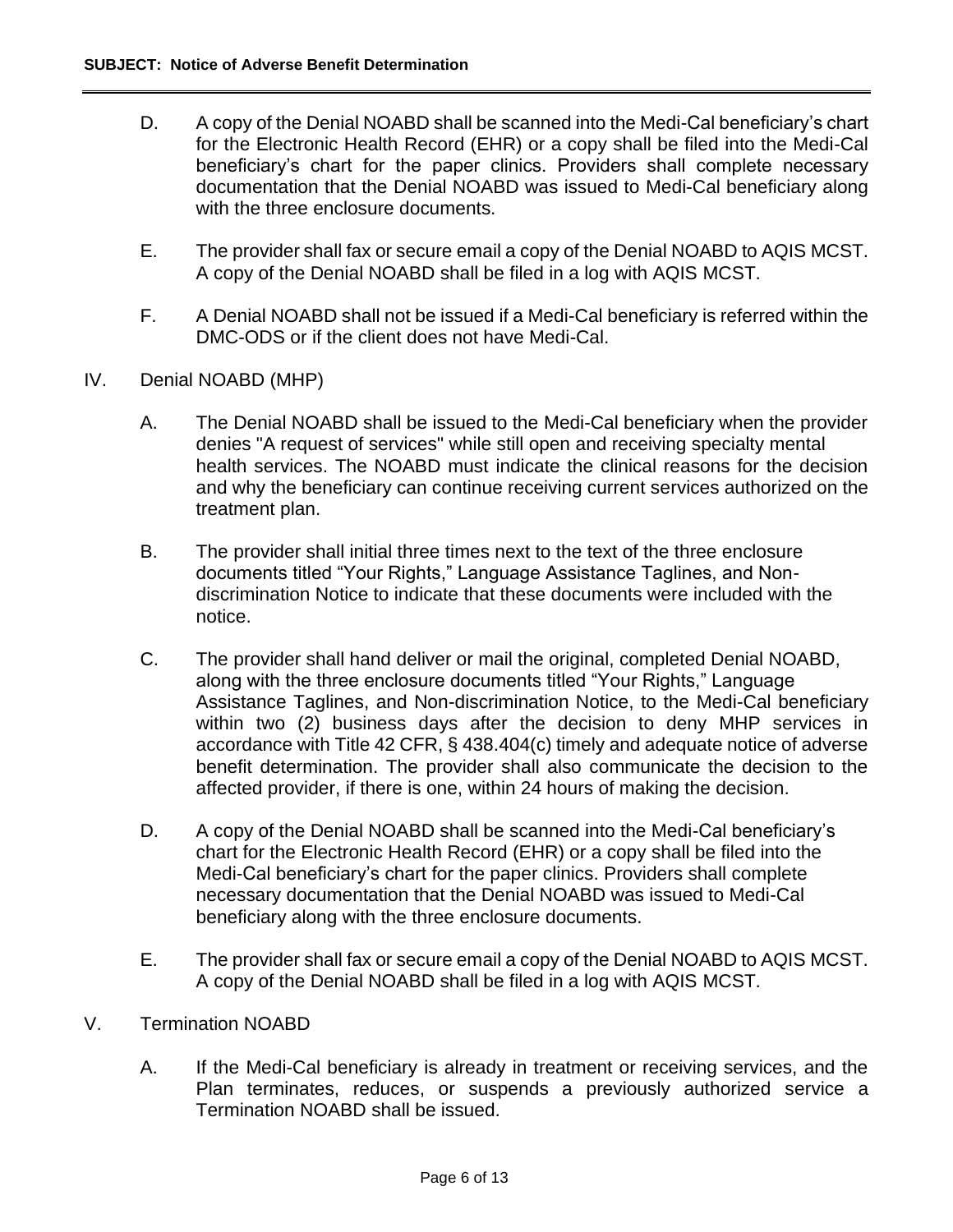D. A copy of the Denial NOABD shall be scanned into the Medi-Cal beneficiary's chart for the Electronic Health Record (EHR) or a copy shall be filed into the Medi-Cal beneficiary's chart for the paper clinics. Providers shall complete necessary documentation that the Denial NOABD was issued to Medi-Cal beneficiary along with the three enclosure documents.

E. The provider shall fax or secure email a copy of the Denial NOABD to AQIS MCST. A copy of the Denial NOABD shall be filed in a log with AQIS MCST.

F. A Denial NOABD shall not be issued if a Medi-Cal beneficiary is referred within the DMC-ODS or if the client does not have Medi-Cal.

IV. Denial NOABD (MHP)

A. The Denial NOABD shall be issued to the Medi-Cal beneficiary when the provider denies "A request of services" while still open and receiving specialty mental health services. The NOABD must indicate the clinical reasons for the decision and why the beneficiary can continue receiving current services authorized on the treatment plan.

B. The provider shall initial three times next to the text of the three enclosure documents titled "Your Rights," Language Assistance Taglines, and Non-discrimination Notice to indicate that these documents were included with the notice.

C. The provider shall hand deliver or mail the original, completed Denial NOABD, along with the three enclosure documents titled "Your Rights," Language Assistance Taglines, and Non-discrimination Notice, to the Medi-Cal beneficiary within two (2) business days after the decision to deny MHP services in accordance with Title 42 CFR, § 438.404(c) timely and adequate notice of adverse benefit determination. The provider shall also communicate the decision to the affected provider, if there is one, within 24 hours of making the decision.

D. A copy of the Denial NOABD shall be scanned into the Medi-Cal beneficiary's chart for the Electronic Health Record (EHR) or a copy shall be filed into the Medi-Cal beneficiary's chart for the paper clinics. Providers shall complete necessary documentation that the Denial NOABD was issued to Medi-Cal beneficiary along with the three enclosure documents.

E. The provider shall fax or secure email a copy of the Denial NOABD to AQIS MCST. A copy of the Denial NOABD shall be filed in a log with AQIS MCST.

V. Termination NOABD

A. If the Medi-Cal beneficiary is already in treatment or receiving services, and the Plan terminates, reduces, or suspends a previously authorized service a Termination NOABD shall be issued.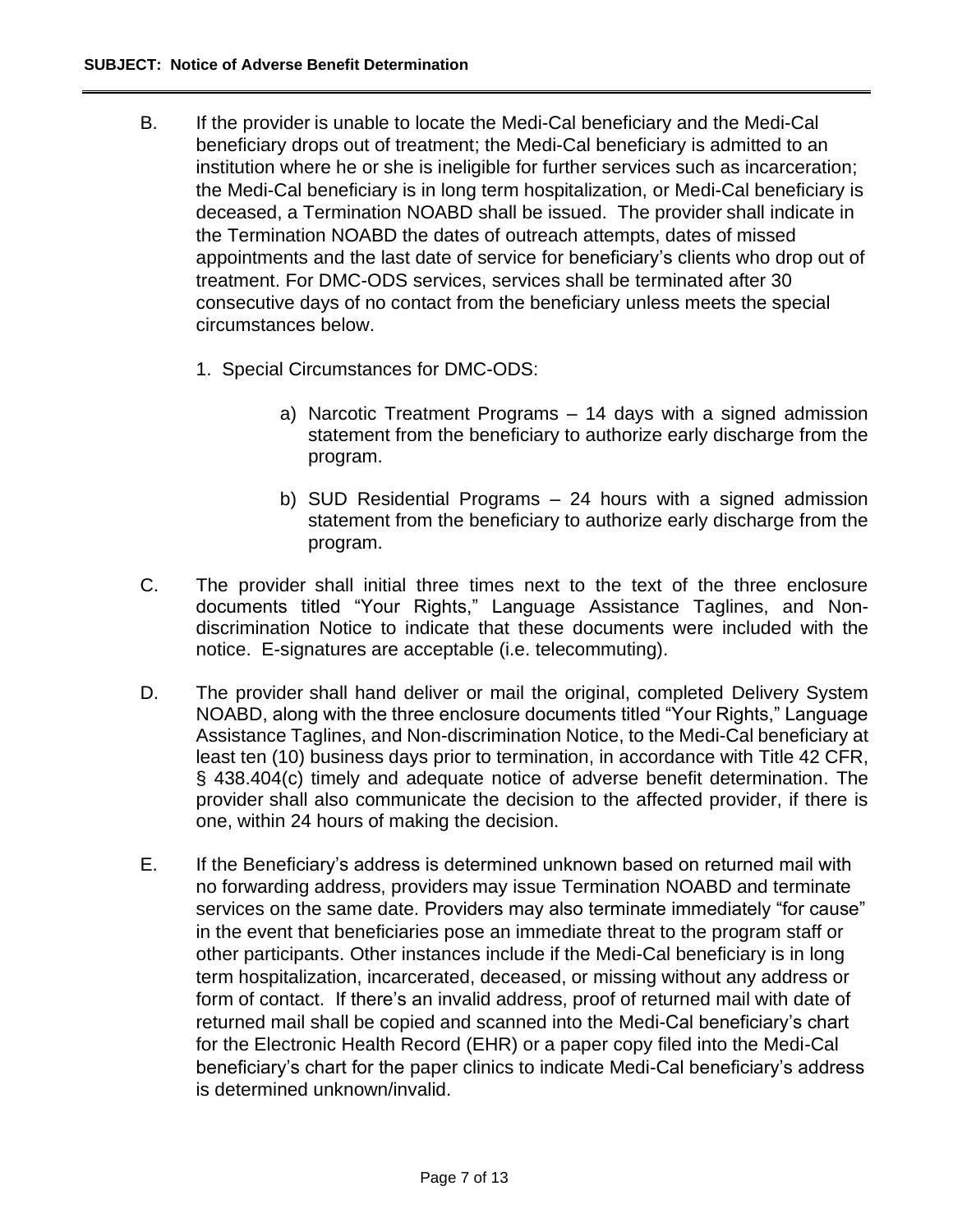B. If the provider is unable to locate the Medi-Cal beneficiary and the Medi-Cal beneficiary drops out of treatment; the Medi-Cal beneficiary is admitted to an institution where he or she is ineligible for further services such as incarceration; the Medi-Cal beneficiary is in long term hospitalization, or Medi-Cal beneficiary is deceased, a Termination NOABD shall be issued. The provider shall indicate in the Termination NOABD the dates of outreach attempts, dates of missed appointments and the last date of service for beneficiary's clients who drop out of treatment. For DMC-ODS services, services shall be terminated after 30 consecutive days of no contact from the beneficiary unless meets the special circumstances below.

   1. Special Circumstances for DMC-ODS:

      a) Narcotic Treatment Programs – 14 days with a signed admission statement from the beneficiary to authorize early discharge from the program.

      b) SUD Residential Programs – 24 hours with a signed admission statement from the beneficiary to authorize early discharge from the program.

C. The provider shall initial three times next to the text of the three enclosure documents titled "Your Rights," Language Assistance Taglines, and Non-discrimination Notice to indicate that these documents were included with the notice. E-signatures are acceptable (i.e. telecommuting).

D. The provider shall hand deliver or mail the original, completed Delivery System NOABD, along with the three enclosure documents titled "Your Rights," Language Assistance Taglines, and Non-discrimination Notice, to the Medi-Cal beneficiary at least ten (10) business days prior to termination, in accordance with Title 42 CFR, § 438.404(c) timely and adequate notice of adverse benefit determination. The provider shall also communicate the decision to the affected provider, if there is one, within 24 hours of making the decision.

E. If the Beneficiary's address is determined unknown based on returned mail with no forwarding address, providers may issue Termination NOABD and terminate services on the same date. Providers may also terminate immediately "for cause" in the event that beneficiaries pose an immediate threat to the program staff or other participants. Other instances include if the Medi-Cal beneficiary is in long term hospitalization, incarcerated, deceased, or missing without any address or form of contact. If there's an invalid address, proof of returned mail with date of returned mail shall be copied and scanned into the Medi-Cal beneficiary's chart for the Electronic Health Record (EHR) or a paper copy filed into the Medi-Cal beneficiary's chart for the paper clinics to indicate Medi-Cal beneficiary's address is determined unknown/invalid.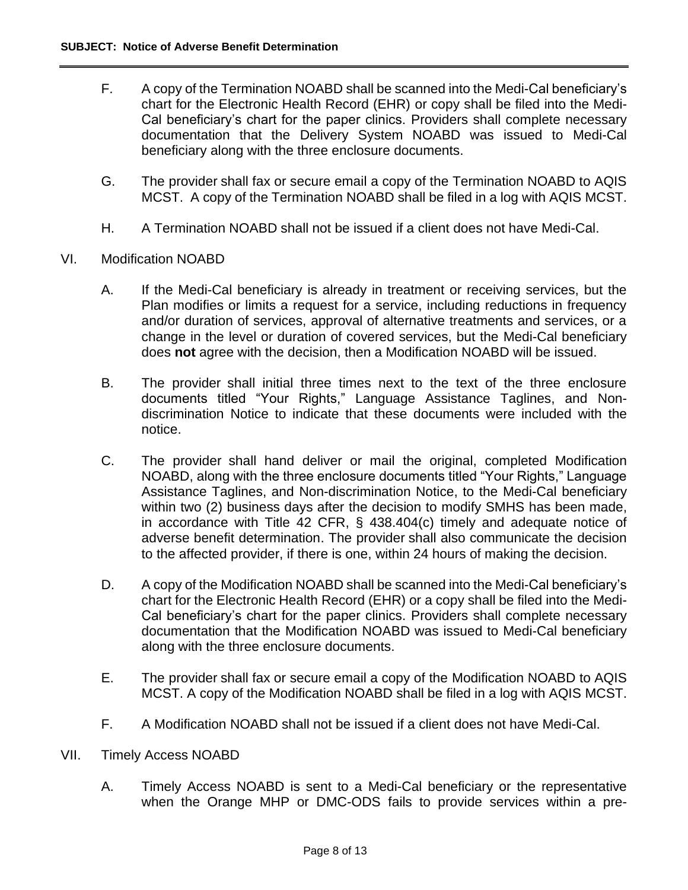F. A copy of the Termination NOABD shall be scanned into the Medi-Cal beneficiary's chart for the Electronic Health Record (EHR) or copy shall be filed into the Medi-Cal beneficiary's chart for the paper clinics. Providers shall complete necessary documentation that the Delivery System NOABD was issued to Medi-Cal beneficiary along with the three enclosure documents.

G. The provider shall fax or secure email a copy of the Termination NOABD to AQIS MCST. A copy of the Termination NOABD shall be filed in a log with AQIS MCST.

H. A Termination NOABD shall not be issued if a client does not have Medi-Cal.

VI. Modification NOABD

A. If the Medi-Cal beneficiary is already in treatment or receiving services, but the Plan modifies or limits a request for a service, including reductions in frequency and/or duration of services, approval of alternative treatments and services, or a change in the level or duration of covered services, but the Medi-Cal beneficiary does **not** agree with the decision, then a Modification NOABD will be issued.

B. The provider shall initial three times next to the text of the three enclosure documents titled "Your Rights," Language Assistance Taglines, and Non-discrimination Notice to indicate that these documents were included with the notice.

C. The provider shall hand deliver or mail the original, completed Modification NOABD, along with the three enclosure documents titled "Your Rights," Language Assistance Taglines, and Non-discrimination Notice, to the Medi-Cal beneficiary within two (2) business days after the decision to modify SMHS has been made, in accordance with Title 42 CFR, § 438.404(c) timely and adequate notice of adverse benefit determination. The provider shall also communicate the decision to the affected provider, if there is one, within 24 hours of making the decision.

D. A copy of the Modification NOABD shall be scanned into the Medi-Cal beneficiary's chart for the Electronic Health Record (EHR) or a copy shall be filed into the Medi-Cal beneficiary's chart for the paper clinics. Providers shall complete necessary documentation that the Modification NOABD was issued to Medi-Cal beneficiary along with the three enclosure documents.

E. The provider shall fax or secure email a copy of the Modification NOABD to AQIS MCST. A copy of the Modification NOABD shall be filed in a log with AQIS MCST.

F. A Modification NOABD shall not be issued if a client does not have Medi-Cal.

VII. Timely Access NOABD

A. Timely Access NOABD is sent to a Medi-Cal beneficiary or the representative when the Orange MHP or DMC-ODS fails to provide services within a pre-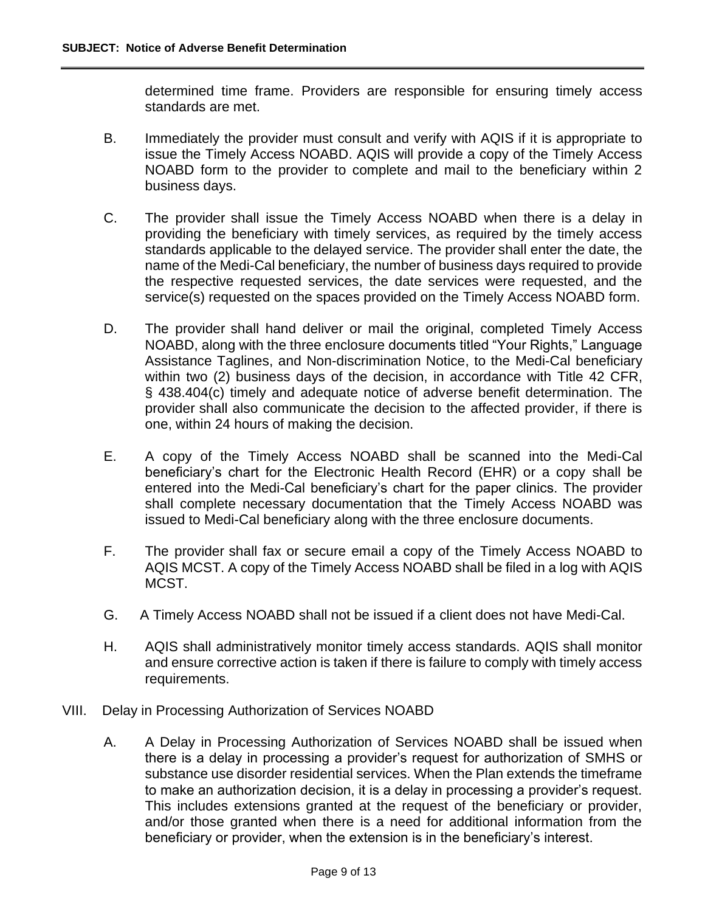determined time frame. Providers are responsible for ensuring timely access standards are met.

B. Immediately the provider must consult and verify with AQIS if it is appropriate to issue the Timely Access NOABD. AQIS will provide a copy of the Timely Access NOABD form to the provider to complete and mail to the beneficiary within 2 business days.

C. The provider shall issue the Timely Access NOABD when there is a delay in providing the beneficiary with timely services, as required by the timely access standards applicable to the delayed service. The provider shall enter the date, the name of the Medi-Cal beneficiary, the number of business days required to provide the respective requested services, the date services were requested, and the service(s) requested on the spaces provided on the Timely Access NOABD form.

D. The provider shall hand deliver or mail the original, completed Timely Access NOABD, along with the three enclosure documents titled "Your Rights," Language Assistance Taglines, and Non-discrimination Notice, to the Medi-Cal beneficiary within two (2) business days of the decision, in accordance with Title 42 CFR, § 438.404(c) timely and adequate notice of adverse benefit determination. The provider shall also communicate the decision to the affected provider, if there is one, within 24 hours of making the decision.

E. A copy of the Timely Access NOABD shall be scanned into the Medi-Cal beneficiary's chart for the Electronic Health Record (EHR) or a copy shall be entered into the Medi-Cal beneficiary's chart for the paper clinics. The provider shall complete necessary documentation that the Timely Access NOABD was issued to Medi-Cal beneficiary along with the three enclosure documents.

F. The provider shall fax or secure email a copy of the Timely Access NOABD to AQIS MCST. A copy of the Timely Access NOABD shall be filed in a log with AQIS MCST.

G. A Timely Access NOABD shall not be issued if a client does not have Medi-Cal.

H. AQIS shall administratively monitor timely access standards. AQIS shall monitor and ensure corrective action is taken if there is failure to comply with timely access requirements.

VIII. Delay in Processing Authorization of Services NOABD

A. A Delay in Processing Authorization of Services NOABD shall be issued when there is a delay in processing a provider's request for authorization of SMHS or substance use disorder residential services. When the Plan extends the timeframe to make an authorization decision, it is a delay in processing a provider's request. This includes extensions granted at the request of the beneficiary or provider, and/or those granted when there is a need for additional information from the beneficiary or provider, when the extension is in the beneficiary's interest.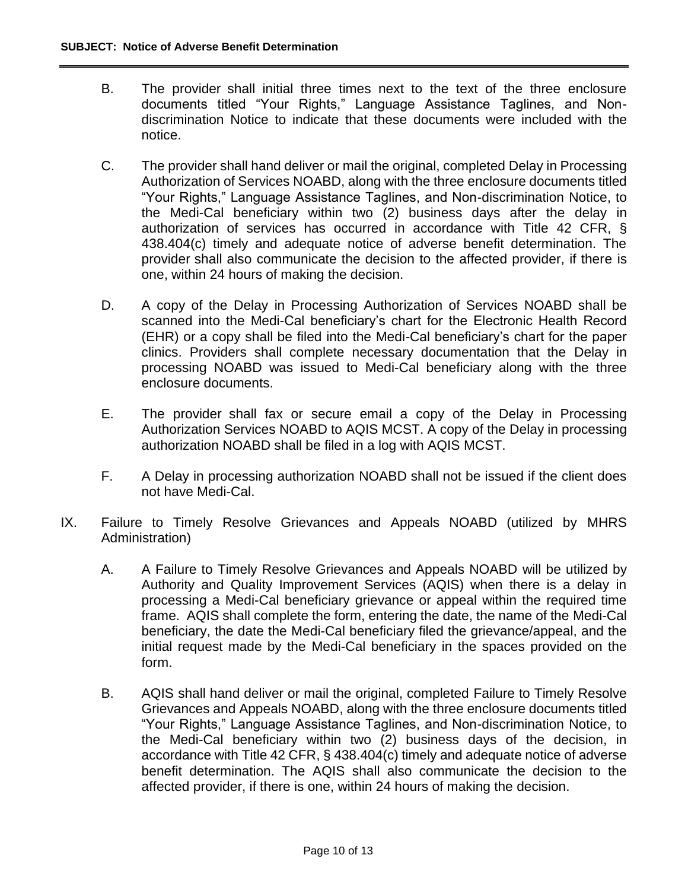B. The provider shall initial three times next to the text of the three enclosure documents titled "Your Rights," Language Assistance Taglines, and Non-discrimination Notice to indicate that these documents were included with the notice.

C. The provider shall hand deliver or mail the original, completed Delay in Processing Authorization of Services NOABD, along with the three enclosure documents titled "Your Rights," Language Assistance Taglines, and Non-discrimination Notice, to the Medi-Cal beneficiary within two (2) business days after the delay in authorization of services has occurred in accordance with Title 42 CFR, § 438.404(c) timely and adequate notice of adverse benefit determination. The provider shall also communicate the decision to the affected provider, if there is one, within 24 hours of making the decision.

D. A copy of the Delay in Processing Authorization of Services NOABD shall be scanned into the Medi-Cal beneficiary's chart for the Electronic Health Record (EHR) or a copy shall be filed into the Medi-Cal beneficiary's chart for the paper clinics. Providers shall complete necessary documentation that the Delay in processing NOABD was issued to Medi-Cal beneficiary along with the three enclosure documents.

E. The provider shall fax or secure email a copy of the Delay in Processing Authorization Services NOABD to AQIS MCST. A copy of the Delay in processing authorization NOABD shall be filed in a log with AQIS MCST.

F. A Delay in processing authorization NOABD shall not be issued if the client does not have Medi-Cal.

IX. Failure to Timely Resolve Grievances and Appeals NOABD (utilized by MHRS Administration)

A. A Failure to Timely Resolve Grievances and Appeals NOABD will be utilized by Authority and Quality Improvement Services (AQIS) when there is a delay in processing a Medi-Cal beneficiary grievance or appeal within the required time frame. AQIS shall complete the form, entering the date, the name of the Medi-Cal beneficiary, the date the Medi-Cal beneficiary filed the grievance/appeal, and the initial request made by the Medi-Cal beneficiary in the spaces provided on the form.

B. AQIS shall hand deliver or mail the original, completed Failure to Timely Resolve Grievances and Appeals NOABD, along with the three enclosure documents titled "Your Rights," Language Assistance Taglines, and Non-discrimination Notice, to the Medi-Cal beneficiary within two (2) business days of the decision, in accordance with Title 42 CFR, § 438.404(c) timely and adequate notice of adverse benefit determination. The AQIS shall also communicate the decision to the affected provider, if there is one, within 24 hours of making the decision.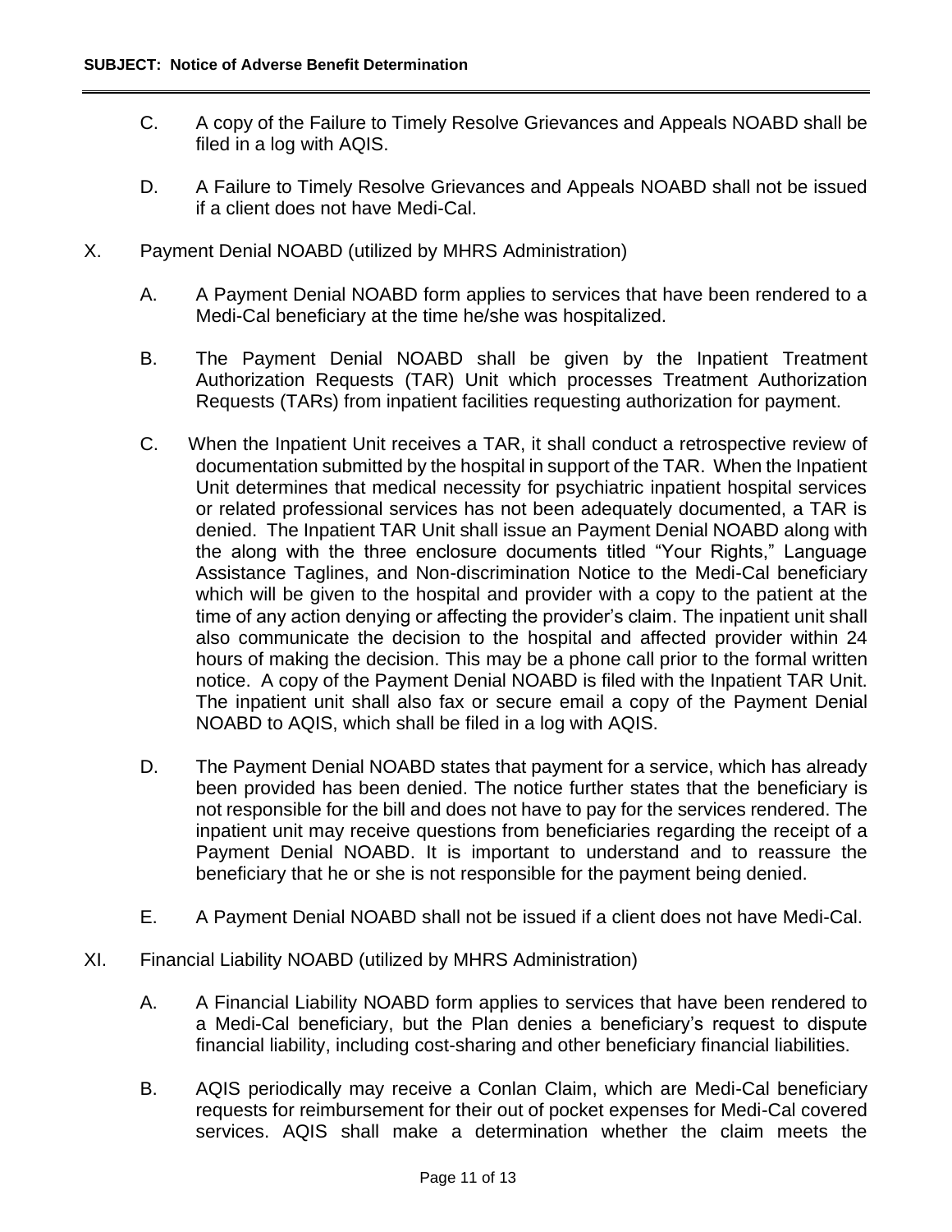C. A copy of the Failure to Timely Resolve Grievances and Appeals NOABD shall be filed in a log with AQIS.

D. A Failure to Timely Resolve Grievances and Appeals NOABD shall not be issued if a client does not have Medi-Cal.

X. Payment Denial NOABD (utilized by MHRS Administration)

A. A Payment Denial NOABD form applies to services that have been rendered to a Medi-Cal beneficiary at the time he/she was hospitalized.

B. The Payment Denial NOABD shall be given by the Inpatient Treatment Authorization Requests (TAR) Unit which processes Treatment Authorization Requests (TARs) from inpatient facilities requesting authorization for payment.

C. When the Inpatient Unit receives a TAR, it shall conduct a retrospective review of documentation submitted by the hospital in support of the TAR. When the Inpatient Unit determines that medical necessity for psychiatric inpatient hospital services or related professional services has not been adequately documented, a TAR is denied. The Inpatient TAR Unit shall issue an Payment Denial NOABD along with the along with the three enclosure documents titled "Your Rights," Language Assistance Taglines, and Non-discrimination Notice to the Medi-Cal beneficiary which will be given to the hospital and provider with a copy to the patient at the time of any action denying or affecting the provider's claim. The inpatient unit shall also communicate the decision to the hospital and affected provider within 24 hours of making the decision. This may be a phone call prior to the formal written notice. A copy of the Payment Denial NOABD is filed with the Inpatient TAR Unit. The inpatient unit shall also fax or secure email a copy of the Payment Denial NOABD to AQIS, which shall be filed in a log with AQIS.

D. The Payment Denial NOABD states that payment for a service, which has already been provided has been denied. The notice further states that the beneficiary is not responsible for the bill and does not have to pay for the services rendered. The inpatient unit may receive questions from beneficiaries regarding the receipt of a Payment Denial NOABD. It is important to understand and to reassure the beneficiary that he or she is not responsible for the payment being denied.

E. A Payment Denial NOABD shall not be issued if a client does not have Medi-Cal.

XI. Financial Liability NOABD (utilized by MHRS Administration)

A. A Financial Liability NOABD form applies to services that have been rendered to a Medi-Cal beneficiary, but the Plan denies a beneficiary's request to dispute financial liability, including cost-sharing and other beneficiary financial liabilities.

B. AQIS periodically may receive a Conlan Claim, which are Medi-Cal beneficiary requests for reimbursement for their out of pocket expenses for Medi-Cal covered services. AQIS shall make a determination whether the claim meets the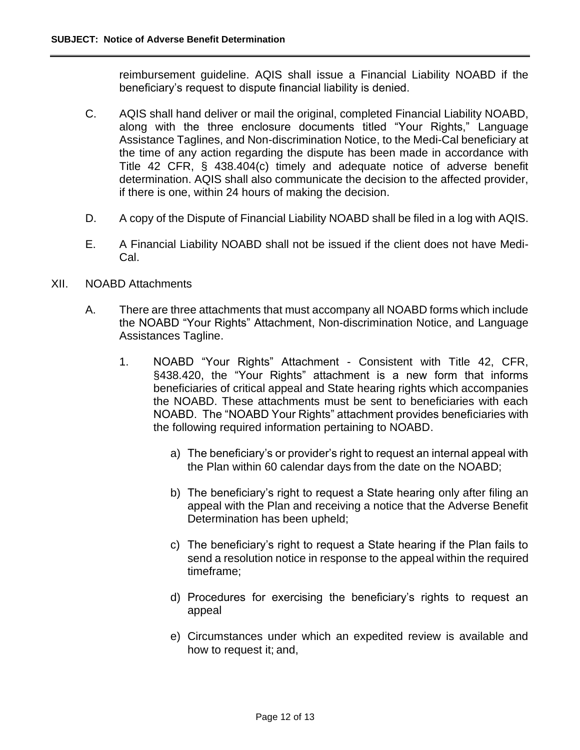reimbursement guideline. AQIS shall issue a Financial Liability NOABD if the beneficiary's request to dispute financial liability is denied.

C. AQIS shall hand deliver or mail the original, completed Financial Liability NOABD, along with the three enclosure documents titled "Your Rights," Language Assistance Taglines, and Non-discrimination Notice, to the Medi-Cal beneficiary at the time of any action regarding the dispute has been made in accordance with Title 42 CFR, § 438.404(c) timely and adequate notice of adverse benefit determination. AQIS shall also communicate the decision to the affected provider, if there is one, within 24 hours of making the decision.

D. A copy of the Dispute of Financial Liability NOABD shall be filed in a log with AQIS.

E. A Financial Liability NOABD shall not be issued if the client does not have Medi-Cal.

XII. NOABD Attachments

A. There are three attachments that must accompany all NOABD forms which include the NOABD "Your Rights" Attachment, Non-discrimination Notice, and Language Assistances Tagline.

1. NOABD "Your Rights" Attachment - Consistent with Title 42, CFR, §438.420, the "Your Rights" attachment is a new form that informs beneficiaries of critical appeal and State hearing rights which accompanies the NOABD. These attachments must be sent to beneficiaries with each NOABD. The "NOABD Your Rights" attachment provides beneficiaries with the following required information pertaining to NOABD.

    a) The beneficiary's or provider's right to request an internal appeal with the Plan within 60 calendar days from the date on the NOABD;

    b) The beneficiary's right to request a State hearing only after filing an appeal with the Plan and receiving a notice that the Adverse Benefit Determination has been upheld;

    c) The beneficiary's right to request a State hearing if the Plan fails to send a resolution notice in response to the appeal within the required timeframe;

    d) Procedures for exercising the beneficiary's rights to request an appeal

    e) Circumstances under which an expedited review is available and how to request it; and,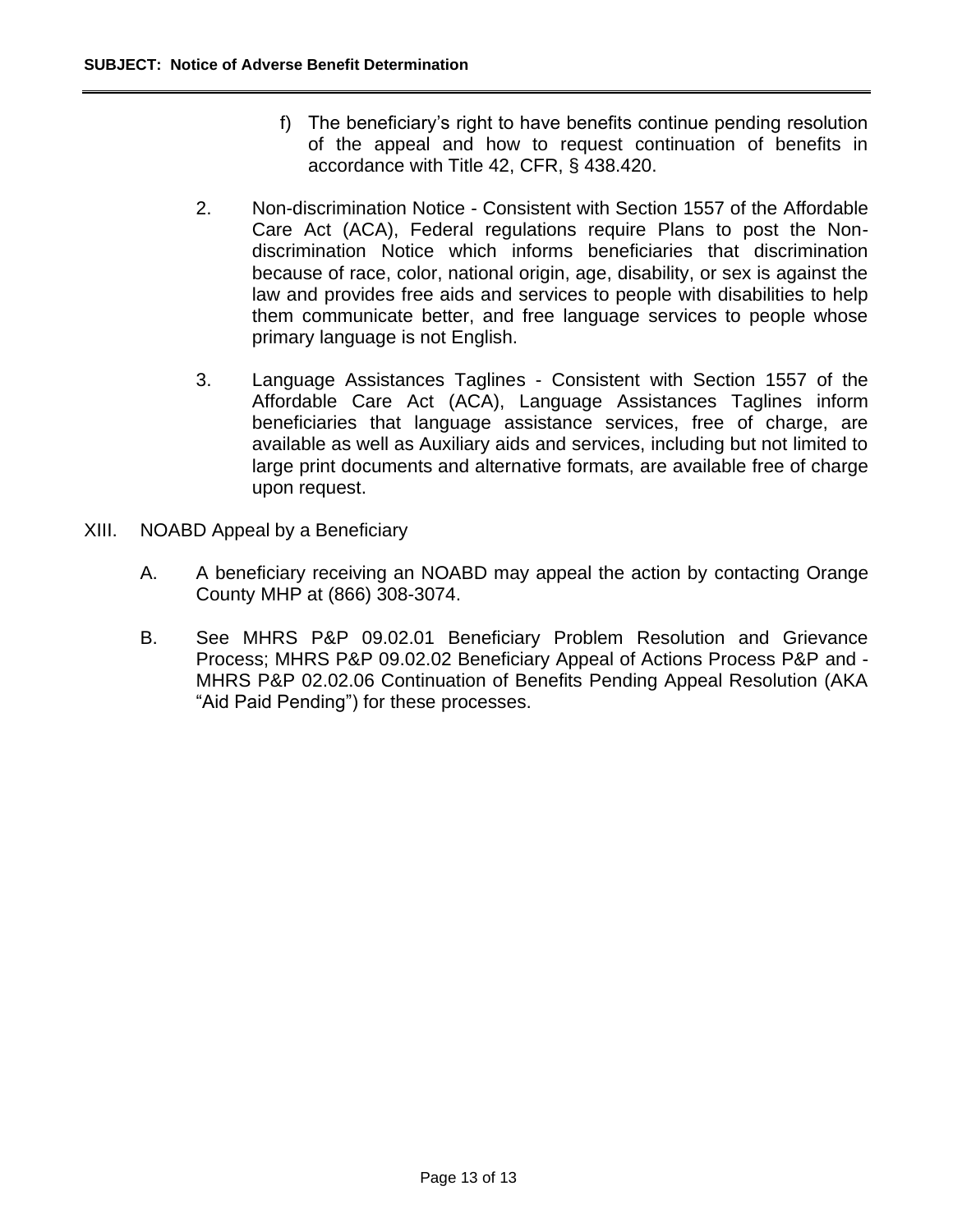f) The beneficiary's right to have benefits continue pending resolution of the appeal and how to request continuation of benefits in accordance with Title 42, CFR, § 438.420.

2. Non-discrimination Notice - Consistent with Section 1557 of the Affordable Care Act (ACA), Federal regulations require Plans to post the Non-discrimination Notice which informs beneficiaries that discrimination because of race, color, national origin, age, disability, or sex is against the law and provides free aids and services to people with disabilities to help them communicate better, and free language services to people whose primary language is not English.

3. Language Assistances Taglines - Consistent with Section 1557 of the Affordable Care Act (ACA), Language Assistances Taglines inform beneficiaries that language assistance services, free of charge, are available as well as Auxiliary aids and services, including but not limited to large print documents and alternative formats, are available free of charge upon request.

XIII. NOABD Appeal by a Beneficiary

A. A beneficiary receiving an NOABD may appeal the action by contacting Orange County MHP at (866) 308-3074.

B. See MHRS P&P 09.02.01 Beneficiary Problem Resolution and Grievance Process; MHRS P&P 09.02.02 Beneficiary Appeal of Actions Process P&P and - MHRS P&P 02.02.06 Continuation of Benefits Pending Appeal Resolution (AKA "Aid Paid Pending") for these processes.